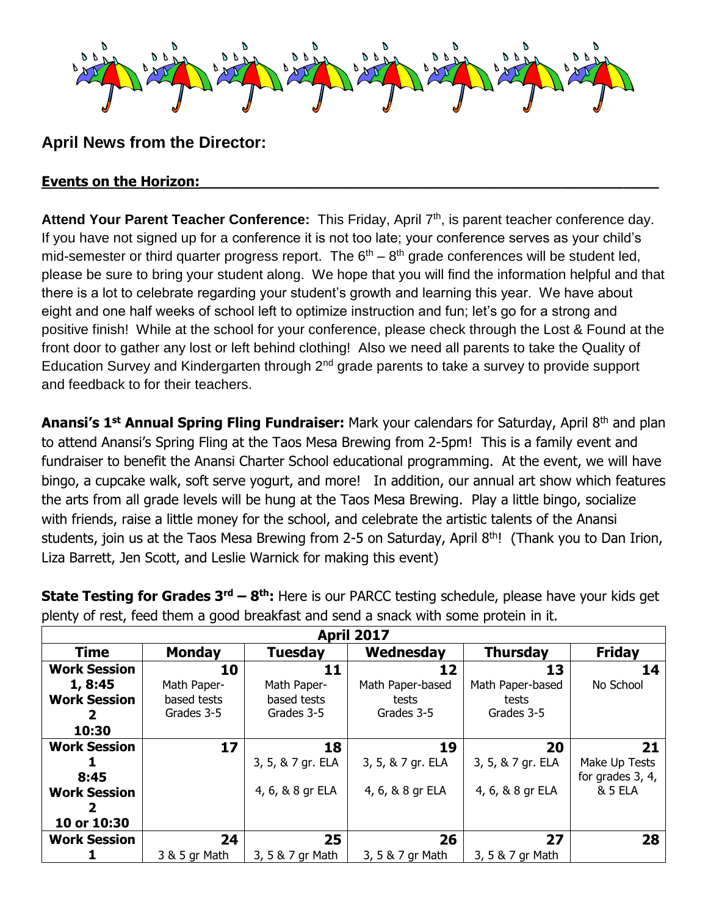## April News from the Director:

**Events on the Horizon:**

**Attend Your Parent Teacher Conference:** This Friday, April 7th, is parent teacher conference day. If you have not signed up for a conference it is not too late; your conference serves as your child's mid-semester or third quarter progress report. The 6th – 8th grade conferences will be student led, please be sure to bring your student along. We hope that you will find the information helpful and that there is a lot to celebrate regarding your student's growth and learning this year. We have about eight and one half weeks of school left to optimize instruction and fun; let's go for a strong and positive finish! While at the school for your conference, please check through the Lost & Found at the front door to gather any lost or left behind clothing! Also we need all parents to take the Quality of Education Survey and Kindergarten through 2nd grade parents to take a survey to provide support and feedback to for their teachers.

**Anansi's 1st Annual Spring Fling Fundraiser:** Mark your calendars for Saturday, April 8th and plan to attend Anansi's Spring Fling at the Taos Mesa Brewing from 2-5pm! This is a family event and fundraiser to benefit the Anansi Charter School educational programming. At the event, we will have bingo, a cupcake walk, soft serve yogurt, and more! In addition, our annual art show which features the arts from all grade levels will be hung at the Taos Mesa Brewing. Play a little bingo, socialize with friends, raise a little money for the school, and celebrate the artistic talents of the Anansi students, join us at the Taos Mesa Brewing from 2-5 on Saturday, April 8th! (Thank you to Dan Irion, Liza Barrett, Jen Scott, and Leslie Warnick for making this event)

**State Testing for Grades 3rd – 8th:** Here is our PARCC testing schedule, please have your kids get plenty of rest, feed them a good breakfast and send a snack with some protein in it.

| April 2017 | | | | | |
|---|---|---|---|---|---|
| **Time** | **Monday** | **Tuesday** | **Wednesday** | **Thursday** | **Friday** |
| **Work Session 1, 8:45 Work Session 2 10:30** | **10** Math Paper-based tests Grades 3-5 | **11** Math Paper-based tests Grades 3-5 | **12** Math Paper-based tests Grades 3-5 | **13** Math Paper-based tests Grades 3-5 | **14** No School |
| **Work Session 1 8:45 Work Session 2 10 or 10:30** | **17** | **18** 3, 5, & 7 gr. ELA 4, 6, & 8 gr ELA | **19** 3, 5, & 7 gr. ELA 4, 6, & 8 gr ELA | **20** 3, 5, & 7 gr. ELA 4, 6, & 8 gr ELA | **21** Make Up Tests for grades 3, 4, & 5 ELA |
| **Work Session 1** | **24** 3 & 5 gr Math | **25** 3, 5 & 7 gr Math | **26** 3, 5 & 7 gr Math | **27** 3, 5 & 7 gr Math | **28** |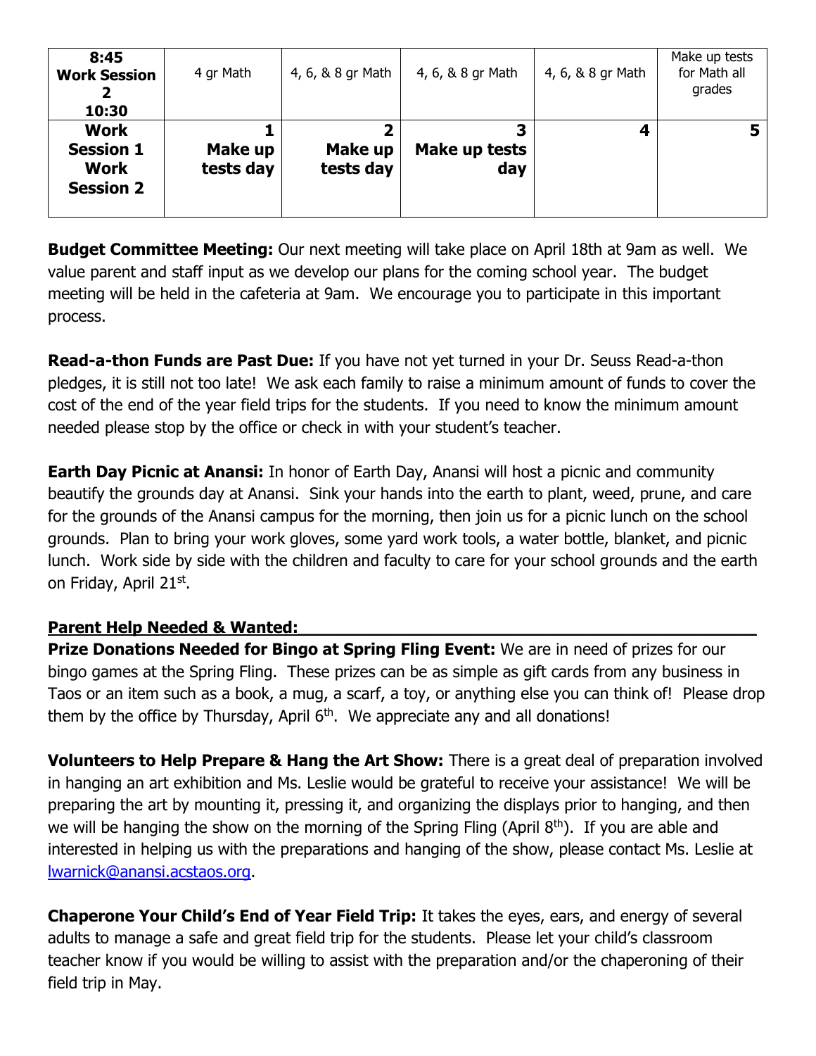| **8:45 Work Session 2 10:30** | 4 gr Math | 4, 6, & 8 gr Math | 4, 6, & 8 gr Math | 4, 6, & 8 gr Math | Make up tests for Math all grades |
|---|---|---|---|---|---|
| **Work Session 1 Work Session 2** | **1 Make up tests day** | **2 Make up tests day** | **3 Make up tests day** | **4** | **5** |

**Budget Committee Meeting:** Our next meeting will take place on April 18th at 9am as well. We value parent and staff input as we develop our plans for the coming school year. The budget meeting will be held in the cafeteria at 9am. We encourage you to participate in this important process.

**Read-a-thon Funds are Past Due:** If you have not yet turned in your Dr. Seuss Read-a-thon pledges, it is still not too late! We ask each family to raise a minimum amount of funds to cover the cost of the end of the year field trips for the students. If you need to know the minimum amount needed please stop by the office or check in with your student's teacher.

**Earth Day Picnic at Anansi:** In honor of Earth Day, Anansi will host a picnic and community beautify the grounds day at Anansi. Sink your hands into the earth to plant, weed, prune, and care for the grounds of the Anansi campus for the morning, then join us for a picnic lunch on the school grounds. Plan to bring your work gloves, some yard work tools, a water bottle, blanket, and picnic lunch. Work side by side with the children and faculty to care for your school grounds and the earth on Friday, April 21st.

**Parent Help Needed & Wanted:**

**Prize Donations Needed for Bingo at Spring Fling Event:** We are in need of prizes for our bingo games at the Spring Fling. These prizes can be as simple as gift cards from any business in Taos or an item such as a book, a mug, a scarf, a toy, or anything else you can think of! Please drop them by the office by Thursday, April 6th. We appreciate any and all donations!

**Volunteers to Help Prepare & Hang the Art Show:** There is a great deal of preparation involved in hanging an art exhibition and Ms. Leslie would be grateful to receive your assistance! We will be preparing the art by mounting it, pressing it, and organizing the displays prior to hanging, and then we will be hanging the show on the morning of the Spring Fling (April 8th). If you are able and interested in helping us with the preparations and hanging of the show, please contact Ms. Leslie at lwarnick@anansi.acstaos.org.

**Chaperone Your Child's End of Year Field Trip:** It takes the eyes, ears, and energy of several adults to manage a safe and great field trip for the students. Please let your child's classroom teacher know if you would be willing to assist with the preparation and/or the chaperoning of their field trip in May.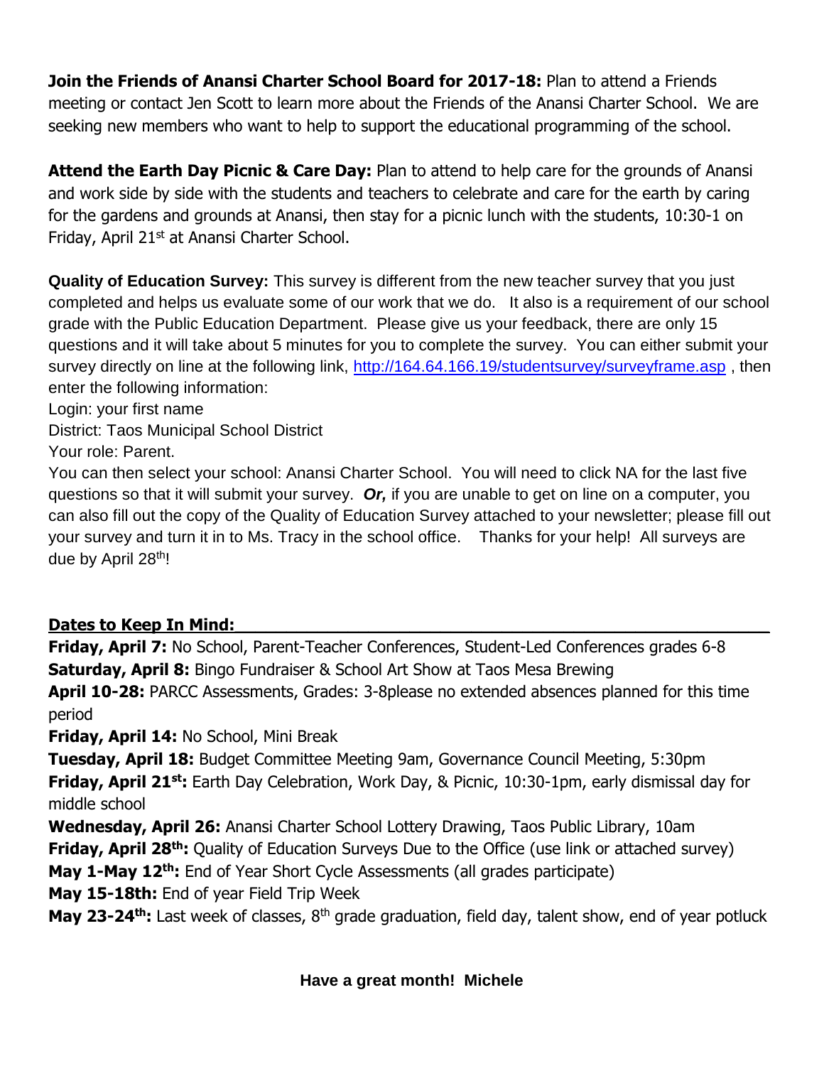**Join the Friends of Anansi Charter School Board for 2017-18:** Plan to attend a Friends meeting or contact Jen Scott to learn more about the Friends of the Anansi Charter School. We are seeking new members who want to help to support the educational programming of the school.

**Attend the Earth Day Picnic & Care Day:** Plan to attend to help care for the grounds of Anansi and work side by side with the students and teachers to celebrate and care for the earth by caring for the gardens and grounds at Anansi, then stay for a picnic lunch with the students, 10:30-1 on Friday, April 21st at Anansi Charter School.

**Quality of Education Survey:** This survey is different from the new teacher survey that you just completed and helps us evaluate some of our work that we do. It also is a requirement of our school grade with the Public Education Department. Please give us your feedback, there are only 15 questions and it will take about 5 minutes for you to complete the survey. You can either submit your survey directly on line at the following link, http://164.64.166.19/studentsurvey/surveyframe.asp , then enter the following information:

Login: your first name

District: Taos Municipal School District

Your role: Parent.

You can then select your school: Anansi Charter School. You will need to click NA for the last five questions so that it will submit your survey. ***Or,*** if you are unable to get on line on a computer, you can also fill out the copy of the Quality of Education Survey attached to your newsletter; please fill out your survey and turn it in to Ms. Tracy in the school office. Thanks for your help! All surveys are due by April 28th!

## Dates to Keep In Mind:

**Friday, April 7:** No School, Parent-Teacher Conferences, Student-Led Conferences grades 6-8
**Saturday, April 8:** Bingo Fundraiser & School Art Show at Taos Mesa Brewing
**April 10-28:** PARCC Assessments, Grades: 3-8please no extended absences planned for this time period
**Friday, April 14:** No School, Mini Break
**Tuesday, April 18:** Budget Committee Meeting 9am, Governance Council Meeting, 5:30pm
**Friday, April 21st:** Earth Day Celebration, Work Day, & Picnic, 10:30-1pm, early dismissal day for middle school
**Wednesday, April 26:** Anansi Charter School Lottery Drawing, Taos Public Library, 10am
**Friday, April 28th:** Quality of Education Surveys Due to the Office (use link or attached survey)
**May 1-May 12th:** End of Year Short Cycle Assessments (all grades participate)
**May 15-18th:** End of year Field Trip Week
**May 23-24th:** Last week of classes, 8th grade graduation, field day, talent show, end of year potluck

**Have a great month! Michele**